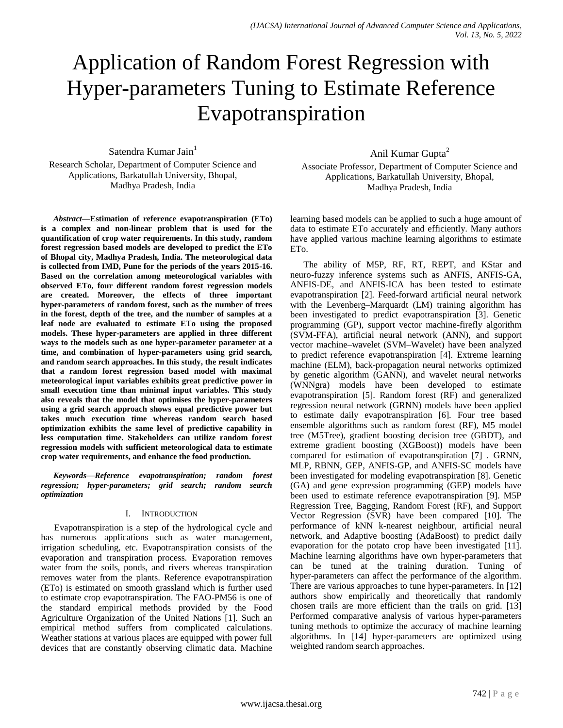# Application of Random Forest Regression with Hyper-parameters Tuning to Estimate Reference Evapotranspiration

Satendra Kumar Jain[1]

Research Scholar, Department of Computer Science and Applications, Barkatullah University, Bhopal, Madhya Pradesh, India

Anil Kumar Gupta[2]

Associate Professor, Department of Computer Science and Applications, Barkatullah University, Bhopal, Madhya Pradesh, India

***Abstract*—Estimation of reference evapotranspiration (ETo) is a complex and non-linear problem that is used for the quantification of crop water requirements. In this study, random forest regression based models are developed to predict the ETo of Bhopal city, Madhya Pradesh, India. The meteorological data is collected from IMD, Pune for the periods of the years 2015-16. Based on the correlation among meteorological variables with observed ETo, four different random forest regression models are created. Moreover, the effects of three important hyper-parameters of random forest, such as the number of trees in the forest, depth of the tree, and the number of samples at a leaf node are evaluated to estimate ETo using the proposed models. These hyper-parameters are applied in three different ways to the models such as one hyper-parameter parameter at a time, and combination of hyper-parameters using grid search, and random search approaches. In this study, the result indicates that a random forest regression based model with maximal meteorological input variables exhibits great predictive power in small execution time than minimal input variables. This study also reveals that the model that optimises the hyper-parameters using a grid search approach shows equal predictive power but takes much execution time whereas random search based optimization exhibits the same level of predictive capability in less computation time. Stakeholders can utilize random forest regression models with sufficient meteorological data to estimate crop water requirements, and enhance the food production.**

***Keywords*—*Reference evapotranspiration; random forest regression; hyper-parameters; grid search; random search optimization***

## I. Introduction

Evapotranspiration is a step of the hydrological cycle and has numerous applications such as water management, irrigation scheduling, etc. Evapotranspiration consists of the evaporation and transpiration process. Evaporation removes water from the soils, ponds, and rivers whereas transpiration removes water from the plants. Reference evapotranspiration (ETo) is estimated on smooth grassland which is further used to estimate crop evapotranspiration. The FAO-PM56 is one of the standard empirical methods provided by the Food Agriculture Organization of the United Nations [1]. Such an empirical method suffers from complicated calculations. Weather stations at various places are equipped with power full devices that are constantly observing climatic data. Machine learning based models can be applied to such a huge amount of data to estimate ETo accurately and efficiently. Many authors have applied various machine learning algorithms to estimate ETo.

The ability of M5P, RF, RT, REPT, and KStar and neuro-fuzzy inference systems such as ANFIS, ANFIS-GA, ANFIS-DE, and ANFIS-ICA has been tested to estimate evapotranspiration [2]. Feed-forward artificial neural network with the Levenberg–Marquardt (LM) training algorithm has been investigated to predict evapotranspiration [3]. Genetic programming (GP), support vector machine-firefly algorithm (SVM-FFA), artificial neural network (ANN), and support vector machine–wavelet (SVM–Wavelet) have been analyzed to predict reference evapotranspiration [4]. Extreme learning machine (ELM), back-propagation neural networks optimized by genetic algorithm (GANN), and wavelet neural networks (WNNgra) models have been developed to estimate evapotranspiration [5]. Random forest (RF) and generalized regression neural network (GRNN) models have been applied to estimate daily evapotranspiration [6]. Four tree based ensemble algorithms such as random forest (RF), M5 model tree (M5Tree), gradient boosting decision tree (GBDT), and extreme gradient boosting (XGBoost)) models have been compared for estimation of evapotranspiration [7] . GRNN, MLP, RBNN, GEP, ANFIS-GP, and ANFIS-SC models have been investigated for modeling evapotranspiration [8]. Genetic (GA) and gene expression programming (GEP) models have been used to estimate reference evapotranspiration [9]. M5P Regression Tree, Bagging, Random Forest (RF), and Support Vector Regression (SVR) have been compared [10]. The performance of kNN k-nearest neighbour, artificial neural network, and Adaptive boosting (AdaBoost) to predict daily evaporation for the potato crop have been investigated [11]. Machine learning algorithms have own hyper-parameters that can be tuned at the training duration. Tuning of hyper-parameters can affect the performance of the algorithm. There are various approaches to tune hyper-parameters. In [12] authors show empirically and theoretically that randomly chosen trails are more efficient than the trails on grid. [13] Performed comparative analysis of various hyper-parameters tuning methods to optimize the accuracy of machine learning algorithms. In [14] hyper-parameters are optimized using weighted random search approaches.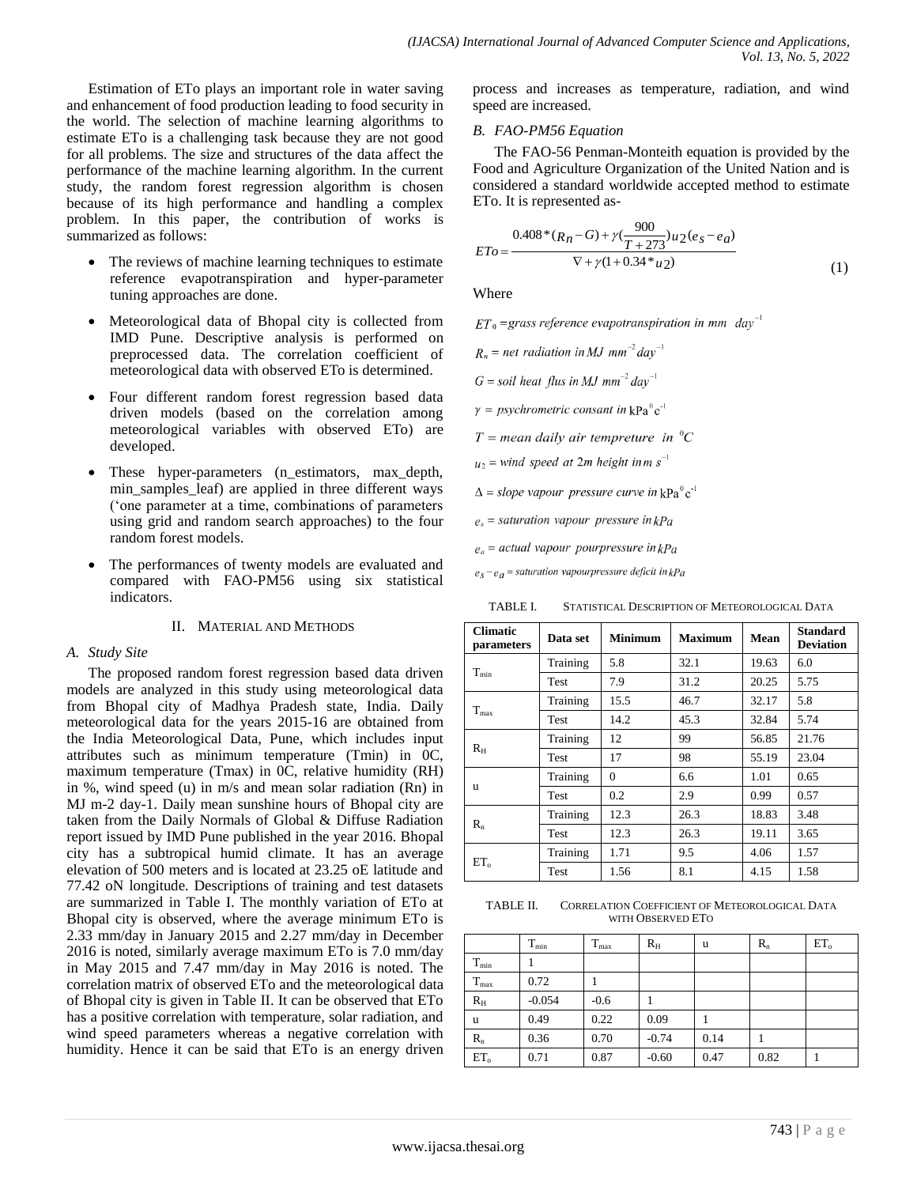Estimation of ETo plays an important role in water saving and enhancement of food production leading to food security in the world. The selection of machine learning algorithms to estimate ETo is a challenging task because they are not good for all problems. The size and structures of the data affect the performance of the machine learning algorithm. In the current study, the random forest regression algorithm is chosen because of its high performance and handling a complex problem. In this paper, the contribution of works is summarized as follows:

- The reviews of machine learning techniques to estimate reference evapotranspiration and hyper-parameter tuning approaches are done.
- Meteorological data of Bhopal city is collected from IMD Pune. Descriptive analysis is performed on preprocessed data. The correlation coefficient of meteorological data with observed ETo is determined.
- Four different random forest regression based data driven models (based on the correlation among meteorological variables with observed ETo) are developed.
- These hyper-parameters (n_estimators, max_depth, min_samples_leaf) are applied in three different ways ('one parameter at a time, combinations of parameters using grid and random search approaches) to the four random forest models.
- The performances of twenty models are evaluated and compared with FAO-PM56 using six statistical indicators.

## II. Material and Methods

### A. Study Site

The proposed random forest regression based data driven models are analyzed in this study using meteorological data from Bhopal city of Madhya Pradesh state, India. Daily meteorological data for the years 2015-16 are obtained from the India Meteorological Data, Pune, which includes input attributes such as minimum temperature (Tmin) in 0C, maximum temperature (Tmax) in 0C, relative humidity (RH) in %, wind speed (u) in m/s and mean solar radiation (Rn) in MJ m-2 day-1. Daily mean sunshine hours of Bhopal city are taken from the Daily Normals of Global & Diffuse Radiation report issued by IMD Pune published in the year 2016. Bhopal city has a subtropical humid climate. It has an average elevation of 500 meters and is located at 23.25 oE latitude and 77.42 oN longitude. Descriptions of training and test datasets are summarized in Table I. The monthly variation of ETo at Bhopal city is observed, where the average minimum ETo is 2.33 mm/day in January 2015 and 2.27 mm/day in December 2016 is noted, similarly average maximum ETo is 7.0 mm/day in May 2015 and 7.47 mm/day in May 2016 is noted. The correlation matrix of observed ETo and the meteorological data of Bhopal city is given in Table II. It can be observed that ETo has a positive correlation with temperature, solar radiation, and wind speed parameters whereas a negative correlation with humidity. Hence it can be said that ETo is an energy driven process and increases as temperature, radiation, and wind speed are increased.

### B. FAO-PM56 Equation

The FAO-56 Penman-Monteith equation is provided by the Food and Agriculture Organization of the United Nation and is considered a standard worldwide accepted method to estimate ETo. It is represented as-

$$ETo = \frac{0.408*(R_n - G) + \gamma(\frac{900}{T+273})u_2(e_s - e_a)}{\nabla + \gamma(1+0.34*u_2)} \tag{1}$$

Where

$ET_0$ = grass reference evapotranspiration in $mm \ day^{-1}$

$R_n$ = net radiation in $MJ \ mm^{-2} day^{-1}$

$G$ = soil heat flus in $MJ \ mm^{-2} day^{-1}$

$\gamma$ = psychrometric consant in $kPa^0 c^{-1}$

$T$ = mean daily air tempreture in $^0C$

$u_2$ = wind speed at 2m height in $m \ s^{-1}$

$\Delta$ = slope vapour pressure curve in $kPa^0 c^{-1}$

$e_s$ = saturation vapour pressure in $kPa$

$e_a$ = actual vapour pourpressure in $kPa$

$e_s - e_a$ = saturation vapourpressure deficit in $kPa$

TABLE I. Statistical Description of Meteorological Data

| Climatic parameters | Data set | Minimum | Maximum | Mean | Standard Deviation |
|---|---|---|---|---|---|
| $T_{min}$ | Training | 5.8 | 32.1 | 19.63 | 6.0 |
| | Test | 7.9 | 31.2 | 20.25 | 5.75 |
| $T_{max}$ | Training | 15.5 | 46.7 | 32.17 | 5.8 |
| | Test | 14.2 | 45.3 | 32.84 | 5.74 |
| $R_H$ | Training | 12 | 99 | 56.85 | 21.76 |
| | Test | 17 | 98 | 55.19 | 23.04 |
| u | Training | 0 | 6.6 | 1.01 | 0.65 |
| | Test | 0.2 | 2.9 | 0.99 | 0.57 |
| $R_n$ | Training | 12.3 | 26.3 | 18.83 | 3.48 |
| | Test | 12.3 | 26.3 | 19.11 | 3.65 |
| $ET_o$ | Training | 1.71 | 9.5 | 4.06 | 1.57 |
| | Test | 1.56 | 8.1 | 4.15 | 1.58 |

TABLE II. Correlation Coefficient of Meteorological Data with Observed ETo

| | $T_{min}$ | $T_{max}$ | $R_H$ | u | $R_n$ | $ET_o$ |
|---|---|---|---|---|---|---|
| $T_{min}$ | 1 | | | | | |
| $T_{max}$ | 0.72 | 1 | | | | |
| $R_H$ | -0.054 | -0.6 | 1 | | | |
| u | 0.49 | 0.22 | 0.09 | 1 | | |
| $R_n$ | 0.36 | 0.70 | -0.74 | 0.14 | 1 | |
| $ET_o$ | 0.71 | 0.87 | -0.60 | 0.47 | 0.82 | 1 |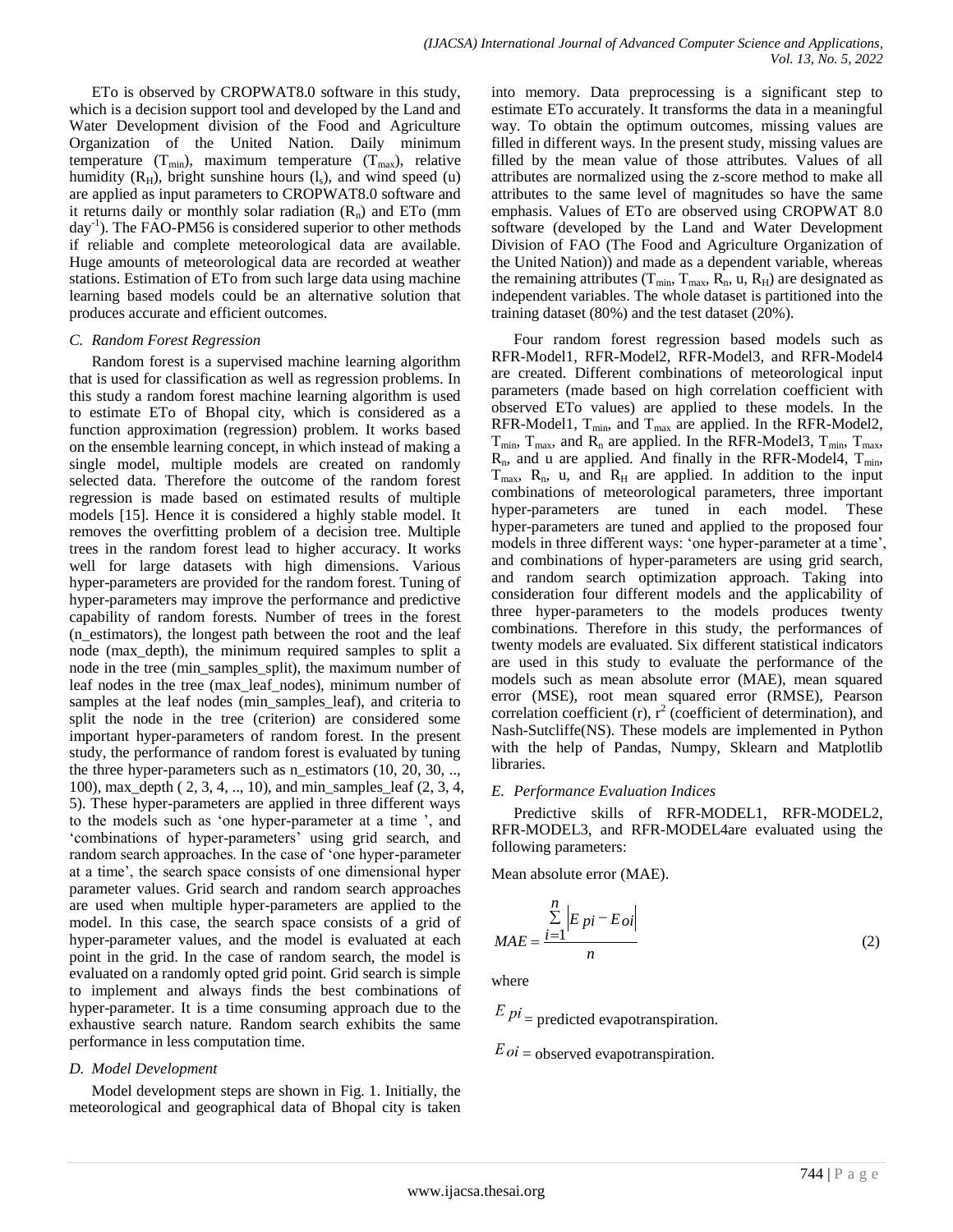ETo is observed by CROPWAT8.0 software in this study, which is a decision support tool and developed by the Land and Water Development division of the Food and Agriculture Organization of the United Nation. Daily minimum temperature ($T_{min}$), maximum temperature ($T_{max}$), relative humidity ($R_H$), bright sunshine hours ($l_s$), and wind speed (u) are applied as input parameters to CROPWAT8.0 software and it returns daily or monthly solar radiation ($R_n$) and ETo (mm $day^{-1}$). The FAO-PM56 is considered superior to other methods if reliable and complete meteorological data are available. Huge amounts of meteorological data are recorded at weather stations. Estimation of ETo from such large data using machine learning based models could be an alternative solution that produces accurate and efficient outcomes.

### *C. Random Forest Regression*

Random forest is a supervised machine learning algorithm that is used for classification as well as regression problems. In this study a random forest machine learning algorithm is used to estimate ETo of Bhopal city, which is considered as a function approximation (regression) problem. It works based on the ensemble learning concept, in which instead of making a single model, multiple models are created on randomly selected data. Therefore the outcome of the random forest regression is made based on estimated results of multiple models [15]. Hence it is considered a highly stable model. It removes the overfitting problem of a decision tree. Multiple trees in the random forest lead to higher accuracy. It works well for large datasets with high dimensions. Various hyper-parameters are provided for the random forest. Tuning of hyper-parameters may improve the performance and predictive capability of random forests. Number of trees in the forest (n_estimators), the longest path between the root and the leaf node (max_depth), the minimum required samples to split a node in the tree (min_samples_split), the maximum number of leaf nodes in the tree (max_leaf_nodes), minimum number of samples at the leaf nodes (min_samples_leaf), and criteria to split the node in the tree (criterion) are considered some important hyper-parameters of random forest. In the present study, the performance of random forest is evaluated by tuning the three hyper-parameters such as n_estimators (10, 20, 30, .., 100), max_depth ( 2, 3, 4, .., 10), and min_samples_leaf (2, 3, 4, 5). These hyper-parameters are applied in three different ways to the models such as 'one hyper-parameter at a time ', and 'combinations of hyper-parameters' using grid search, and random search approaches. In the case of 'one hyper-parameter at a time', the search space consists of one dimensional hyper parameter values. Grid search and random search approaches are used when multiple hyper-parameters are applied to the model. In this case, the search space consists of a grid of hyper-parameter values, and the model is evaluated at each point in the grid. In the case of random search, the model is evaluated on a randomly opted grid point. Grid search is simple to implement and always finds the best combinations of hyper-parameter. It is a time consuming approach due to the exhaustive search nature. Random search exhibits the same performance in less computation time.

### *D. Model Development*

Model development steps are shown in Fig. 1. Initially, the meteorological and geographical data of Bhopal city is taken into memory. Data preprocessing is a significant step to estimate ETo accurately. It transforms the data in a meaningful way. To obtain the optimum outcomes, missing values are filled in different ways. In the present study, missing values are filled by the mean value of those attributes. Values of all attributes are normalized using the z-score method to make all attributes to the same level of magnitudes so have the same emphasis. Values of ETo are observed using CROPWAT 8.0 software (developed by the Land and Water Development Division of FAO (The Food and Agriculture Organization of the United Nation)) and made as a dependent variable, whereas the remaining attributes ($T_{min}$, $T_{max}$, $R_n$, u, $R_H$) are designated as independent variables. The whole dataset is partitioned into the training dataset (80%) and the test dataset (20%).

Four random forest regression based models such as RFR-Model1, RFR-Model2, RFR-Model3, and RFR-Model4 are created. Different combinations of meteorological input parameters (made based on high correlation coefficient with observed ETo values) are applied to these models. In the RFR-Model1, $T_{min}$, and $T_{max}$ are applied. In the RFR-Model2, $T_{min}$, $T_{max}$, and $R_n$ are applied. In the RFR-Model3, $T_{min}$, $T_{max}$, $R_n$, and u are applied. And finally in the RFR-Model4, $T_{min}$, $T_{max}$, $R_n$, u, and $R_H$ are applied. In addition to the input combinations of meteorological parameters, three important hyper-parameters are tuned in each model. These hyper-parameters are tuned and applied to the proposed four models in three different ways: 'one hyper-parameter at a time', and combinations of hyper-parameters are using grid search, and random search optimization approach. Taking into consideration four different models and the applicability of three hyper-parameters to the models produces twenty combinations. Therefore in this study, the performances of twenty models are evaluated. Six different statistical indicators are used in this study to evaluate the performance of the models such as mean absolute error (MAE), mean squared error (MSE), root mean squared error (RMSE), Pearson correlation coefficient (r), $r^2$ (coefficient of determination), and Nash-Sutcliffe(NS). These models are implemented in Python with the help of Pandas, Numpy, Sklearn and Matplotlib libraries.

### *E. Performance Evaluation Indices*

Predictive skills of RFR-MODEL1, RFR-MODEL2, RFR-MODEL3, and RFR-MODEL4are evaluated using the following parameters:

Mean absolute error (MAE).

$$MAE = \frac{\sum_{i=1}^{n} \left| E_{pi} - E_{oi} \right|}{n} \tag{2}$$

where

$E_{pi}$ = predicted evapotranspiration.

$E_{oi}$ = observed evapotranspiration.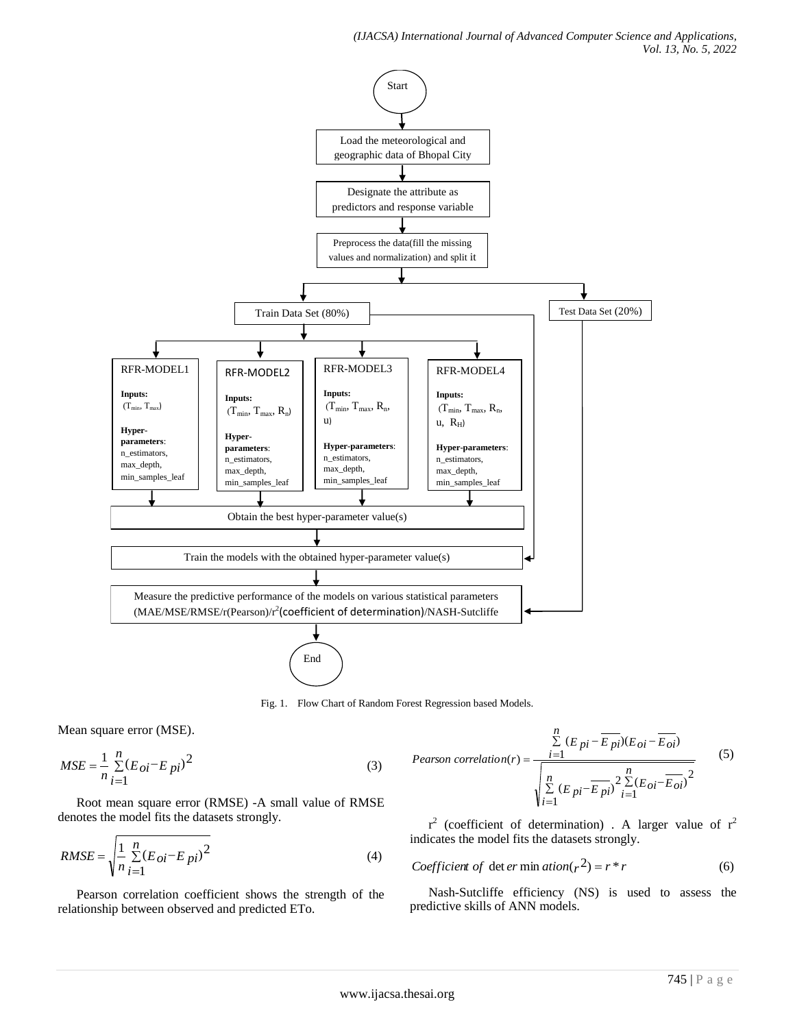Start

Load the meteorological and geographic data of Bhopal City

Designate the attribute as predictors and response variable

Preprocess the data(fill the missing values and normalization) and split it

Train Data Set (80%)

Test Data Set (20%)

| RFR-MODEL1 | RFR-MODEL2 | RFR-MODEL3 | RFR-MODEL4 |
|---|---|---|---|
| **Inputs:** ($T_{min}$, $T_{max}$) | **Inputs:** ($T_{min}$, $T_{max}$, $R_n$) | **Inputs:** ($T_{min}$, $T_{max}$, $R_n$, u) | **Inputs:** ($T_{min}$, $T_{max}$, $R_n$, u, $R_H$) |
| **Hyper-parameters**: n_estimators, max_depth, min_samples_leaf | **Hyper-parameters**: n_estimators, max_depth, min_samples_leaf | **Hyper-parameters**: n_estimators, max_depth, min_samples_leaf | **Hyper-parameters**: n_estimators, max_depth, min_samples_leaf |

Obtain the best hyper-parameter value(s)

Train the models with the obtained hyper-parameter value(s)

Measure the predictive performance of the models on various statistical parameters (MAE/MSE/RMSE/r(Pearson)/$r^2$(coefficient of determination)/NASH-Sutcliffe

End

Fig. 1. Flow Chart of Random Forest Regression based Models.

Mean square error (MSE).

$$MSE = \frac{1}{n}\sum_{i=1}^{n}(E_{oi} - E_{pi})^2 \tag{3}$$

Root mean square error (RMSE) -A small value of RMSE denotes the model fits the datasets strongly.

$$RMSE = \sqrt{\frac{1}{n}\sum_{i=1}^{n}(E_{oi} - E_{pi})^2} \tag{4}$$

Pearson correlation coefficient shows the strength of the relationship between observed and predicted ETo.

$$Pearson\ correlation(r) = \frac{\sum_{i=1}^{n}(E_{pi} - \overline{E_{pi}})(E_{oi} - \overline{E_{oi}})}{\sqrt{\sum_{i=1}^{n}(E_{pi} - \overline{E_{pi}})^2 \sum_{i=1}^{n}(E_{oi} - \overline{E_{oi}})^2}} \tag{5}$$

$r^2$ (coefficient of determination) . A larger value of $r^2$ indicates the model fits the datasets strongly.

$$Coefficient\ of\ determination(r^2) = r * r \tag{6}$$

Nash-Sutcliffe efficiency (NS) is used to assess the predictive skills of ANN models.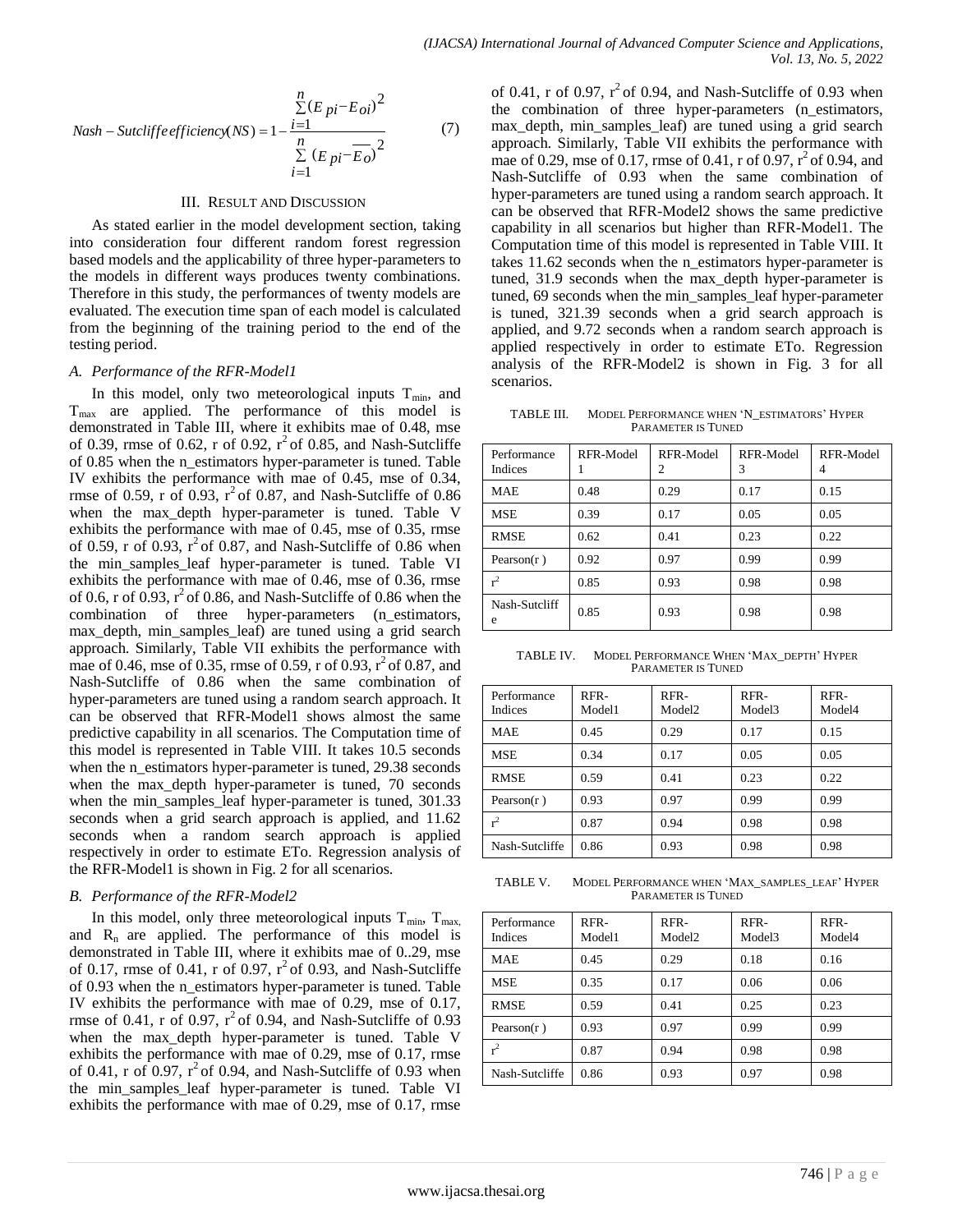$$Nash - Sutcliffe\,efficiency(NS) = 1 - \frac{\sum_{i=1}^{n}(E_{pi} - E_{oi})^2}{\sum_{i=1}^{n}(E_{pi} - \overline{E_o})^2} \quad (7)$$

## III. Result and Discussion

As stated earlier in the model development section, taking into consideration four different random forest regression based models and the applicability of three hyper-parameters to the models in different ways produces twenty combinations. Therefore in this study, the performances of twenty models are evaluated. The execution time span of each model is calculated from the beginning of the training period to the end of the testing period.

### A. Performance of the RFR-Model1

In this model, only two meteorological inputs $T_{min}$, and $T_{max}$ are applied. The performance of this model is demonstrated in Table III, where it exhibits mae of 0.48, mse of 0.39, rmse of 0.62, r of 0.92, $r^2$ of 0.85, and Nash-Sutcliffe of 0.85 when the n_estimators hyper-parameter is tuned. Table IV exhibits the performance with mae of 0.45, mse of 0.34, rmse of 0.59, r of 0.93, $r^2$ of 0.87, and Nash-Sutcliffe of 0.86 when the max_depth hyper-parameter is tuned. Table V exhibits the performance with mae of 0.45, mse of 0.35, rmse of 0.59, r of 0.93, $r^2$ of 0.87, and Nash-Sutcliffe of 0.86 when the min_samples_leaf hyper-parameter is tuned. Table VI exhibits the performance with mae of 0.46, mse of 0.36, rmse of 0.6, r of 0.93, $r^2$ of 0.86, and Nash-Sutcliffe of 0.86 when the combination of three hyper-parameters (n_estimators, max_depth, min_samples_leaf) are tuned using a grid search approach. Similarly, Table VII exhibits the performance with mae of 0.46, mse of 0.35, rmse of 0.59, r of 0.93, $r^2$ of 0.87, and Nash-Sutcliffe of 0.86 when the same combination of hyper-parameters are tuned using a random search approach. It can be observed that RFR-Model1 shows almost the same predictive capability in all scenarios. The Computation time of this model is represented in Table VIII. It takes 10.5 seconds when the n_estimators hyper-parameter is tuned, 29.38 seconds when the max_depth hyper-parameter is tuned, 70 seconds when the min_samples_leaf hyper-parameter is tuned, 301.33 seconds when a grid search approach is applied, and 11.62 seconds when a random search approach is applied respectively in order to estimate ETo. Regression analysis of the RFR-Model1 is shown in Fig. 2 for all scenarios.

### B. Performance of the RFR-Model2

In this model, only three meteorological inputs $T_{min}$, $T_{max}$, and $R_n$ are applied. The performance of this model is demonstrated in Table III, where it exhibits mae of 0..29, mse of 0.17, rmse of 0.41, r of 0.97, $r^2$ of 0.93, and Nash-Sutcliffe of 0.93 when the n_estimators hyper-parameter is tuned. Table IV exhibits the performance with mae of 0.29, mse of 0.17, rmse of 0.41, r of 0.97, $r^2$ of 0.94, and Nash-Sutcliffe of 0.93 when the max_depth hyper-parameter is tuned. Table V exhibits the performance with mae of 0.29, mse of 0.17, rmse of 0.41, r of 0.97, $r^2$ of 0.94, and Nash-Sutcliffe of 0.93 when the min_samples_leaf hyper-parameter is tuned. Table VI exhibits the performance with mae of 0.29, mse of 0.17, rmse of 0.41, r of 0.97, $r^2$ of 0.94, and Nash-Sutcliffe of 0.93 when the combination of three hyper-parameters (n_estimators, max_depth, min_samples_leaf) are tuned using a grid search approach. Similarly, Table VII exhibits the performance with mae of 0.29, mse of 0.17, rmse of 0.41, r of 0.97, $r^2$ of 0.94, and Nash-Sutcliffe of 0.93 when the same combination of hyper-parameters are tuned using a random search approach. It can be observed that RFR-Model2 shows the same predictive capability in all scenarios but higher than RFR-Model1. The Computation time of this model is represented in Table VIII. It takes 11.62 seconds when the n_estimators hyper-parameter is tuned, 31.9 seconds when the max_depth hyper-parameter is tuned, 69 seconds when the min_samples_leaf hyper-parameter is tuned, 321.39 seconds when a grid search approach is applied, and 9.72 seconds when a random search approach is applied respectively in order to estimate ETo. Regression analysis of the RFR-Model2 is shown in Fig. 3 for all scenarios.

TABLE III. Model Performance when 'n_estimators' Hyper Parameter is Tuned

| Performance Indices | RFR-Model 1 | RFR-Model 2 | RFR-Model 3 | RFR-Model 4 |
|---|---|---|---|---|
| MAE | 0.48 | 0.29 | 0.17 | 0.15 |
| MSE | 0.39 | 0.17 | 0.05 | 0.05 |
| RMSE | 0.62 | 0.41 | 0.23 | 0.22 |
| Pearson(r ) | 0.92 | 0.97 | 0.99 | 0.99 |
| $r^2$ | 0.85 | 0.93 | 0.98 | 0.98 |
| Nash-Sutcliffe | 0.85 | 0.93 | 0.98 | 0.98 |

TABLE IV. Model Performance When 'max_depth' Hyper Parameter is Tuned

| Performance Indices | RFR-Model1 | RFR-Model2 | RFR-Model3 | RFR-Model4 |
|---|---|---|---|---|
| MAE | 0.45 | 0.29 | 0.17 | 0.15 |
| MSE | 0.34 | 0.17 | 0.05 | 0.05 |
| RMSE | 0.59 | 0.41 | 0.23 | 0.22 |
| Pearson(r ) | 0.93 | 0.97 | 0.99 | 0.99 |
| $r^2$ | 0.87 | 0.94 | 0.98 | 0.98 |
| Nash-Sutcliffe | 0.86 | 0.93 | 0.98 | 0.98 |

TABLE V. Model Performance when 'max_samples_leaf' Hyper Parameter is Tuned

| Performance Indices | RFR-Model1 | RFR-Model2 | RFR-Model3 | RFR-Model4 |
|---|---|---|---|---|
| MAE | 0.45 | 0.29 | 0.18 | 0.16 |
| MSE | 0.35 | 0.17 | 0.06 | 0.06 |
| RMSE | 0.59 | 0.41 | 0.25 | 0.23 |
| Pearson(r ) | 0.93 | 0.97 | 0.99 | 0.99 |
| $r^2$ | 0.87 | 0.94 | 0.98 | 0.98 |
| Nash-Sutcliffe | 0.86 | 0.93 | 0.97 | 0.98 |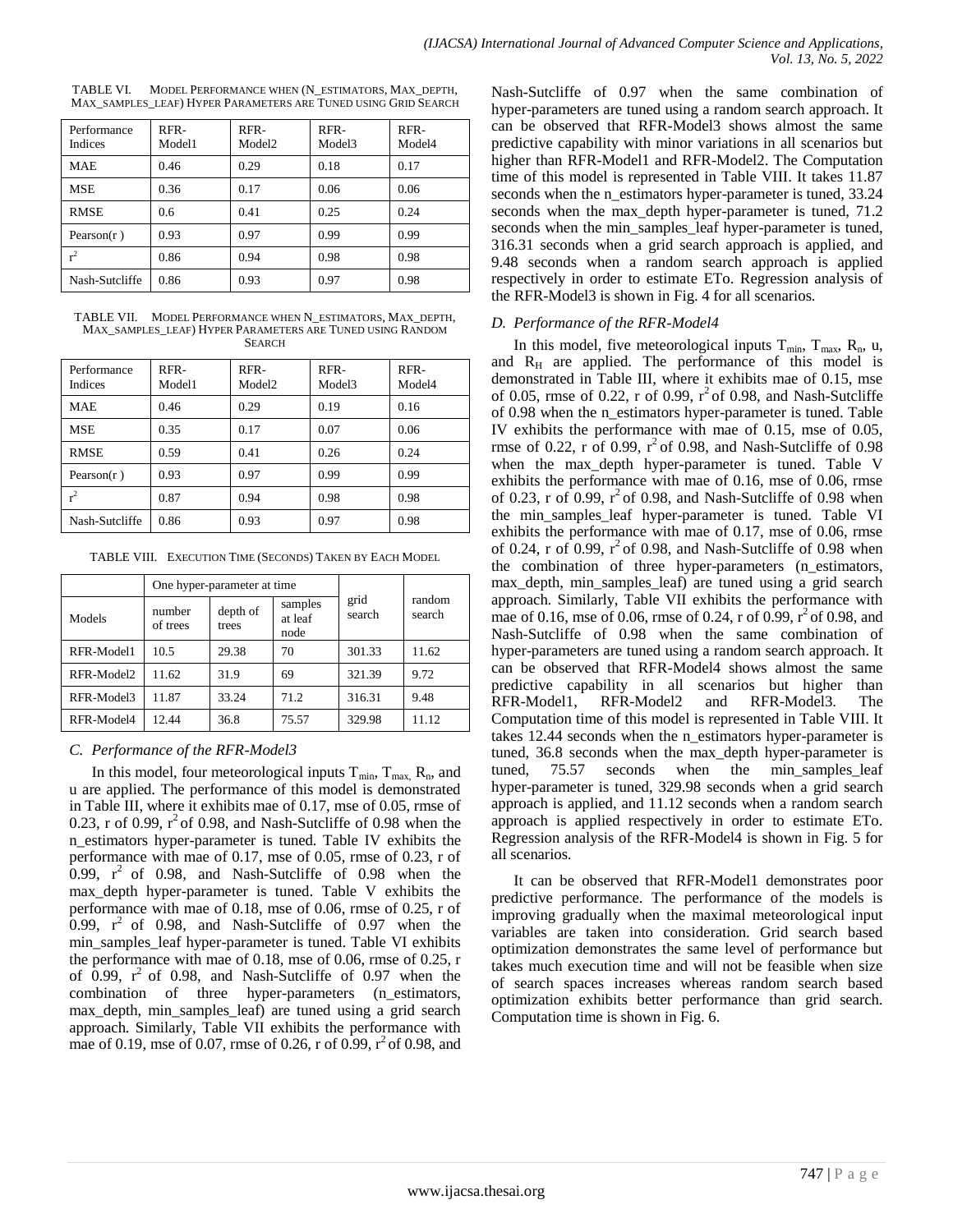TABLE VI. MODEL PERFORMANCE WHEN (N_ESTIMATORS, MAX_DEPTH, MAX_SAMPLES_LEAF) HYPER PARAMETERS ARE TUNED USING GRID SEARCH

| Performance Indices | RFR-Model1 | RFR-Model2 | RFR-Model3 | RFR-Model4 |
|---|---|---|---|---|
| MAE | 0.46 | 0.29 | 0.18 | 0.17 |
| MSE | 0.36 | 0.17 | 0.06 | 0.06 |
| RMSE | 0.6 | 0.41 | 0.25 | 0.24 |
| Pearson(r ) | 0.93 | 0.97 | 0.99 | 0.99 |
| $r^2$ | 0.86 | 0.94 | 0.98 | 0.98 |
| Nash-Sutcliffe | 0.86 | 0.93 | 0.97 | 0.98 |

TABLE VII. MODEL PERFORMANCE WHEN N_ESTIMATORS, MAX_DEPTH, MAX_SAMPLES_LEAF) HYPER PARAMETERS ARE TUNED USING RANDOM SEARCH

| Performance Indices | RFR-Model1 | RFR-Model2 | RFR-Model3 | RFR-Model4 |
|---|---|---|---|---|
| MAE | 0.46 | 0.29 | 0.19 | 0.16 |
| MSE | 0.35 | 0.17 | 0.07 | 0.06 |
| RMSE | 0.59 | 0.41 | 0.26 | 0.24 |
| Pearson(r ) | 0.93 | 0.97 | 0.99 | 0.99 |
| $r^2$ | 0.87 | 0.94 | 0.98 | 0.98 |
| Nash-Sutcliffe | 0.86 | 0.93 | 0.97 | 0.98 |

TABLE VIII. EXECUTION TIME (SECONDS) TAKEN BY EACH MODEL

| | One hyper-parameter at time | | | | |
|---|---|---|---|---|---|
| Models | number of trees | depth of trees | samples at leaf node | grid search | random search |
| RFR-Model1 | 10.5 | 29.38 | 70 | 301.33 | 11.62 |
| RFR-Model2 | 11.62 | 31.9 | 69 | 321.39 | 9.72 |
| RFR-Model3 | 11.87 | 33.24 | 71.2 | 316.31 | 9.48 |
| RFR-Model4 | 12.44 | 36.8 | 75.57 | 329.98 | 11.12 |

### C. Performance of the RFR-Model3

In this model, four meteorological inputs $T_{min}$, $T_{max}$, $R_n$, and u are applied. The performance of this model is demonstrated in Table III, where it exhibits mae of 0.17, mse of 0.05, rmse of 0.23, r of 0.99, $r^2$ of 0.98, and Nash-Sutcliffe of 0.98 when the n_estimators hyper-parameter is tuned. Table IV exhibits the performance with mae of 0.17, mse of 0.05, rmse of 0.23, r of 0.99, $r^2$ of 0.98, and Nash-Sutcliffe of 0.98 when the max_depth hyper-parameter is tuned. Table V exhibits the performance with mae of 0.18, mse of 0.06, rmse of 0.25, r of 0.99, $r^2$ of 0.98, and Nash-Sutcliffe of 0.97 when the min_samples_leaf hyper-parameter is tuned. Table VI exhibits the performance with mae of 0.18, mse of 0.06, rmse of 0.25, r of 0.99, $r^2$ of 0.98, and Nash-Sutcliffe of 0.97 when the combination of three hyper-parameters (n_estimators, max_depth, min_samples_leaf) are tuned using a grid search approach. Similarly, Table VII exhibits the performance with mae of 0.19, mse of 0.07, rmse of 0.26, r of 0.99, $r^2$ of 0.98, and Nash-Sutcliffe of 0.97 when the same combination of hyper-parameters are tuned using a random search approach. It can be observed that RFR-Model3 shows almost the same predictive capability with minor variations in all scenarios but higher than RFR-Model1 and RFR-Model2. The Computation time of this model is represented in Table VIII. It takes 11.87 seconds when the n_estimators hyper-parameter is tuned, 33.24 seconds when the max_depth hyper-parameter is tuned, 71.2 seconds when the min_samples_leaf hyper-parameter is tuned, 316.31 seconds when a grid search approach is applied, and 9.48 seconds when a random search approach is applied respectively in order to estimate ETo. Regression analysis of the RFR-Model3 is shown in Fig. 4 for all scenarios.

### D. Performance of the RFR-Model4

In this model, five meteorological inputs $T_{min}$, $T_{max}$, $R_n$, u, and $R_H$ are applied. The performance of this model is demonstrated in Table III, where it exhibits mae of 0.15, mse of 0.05, rmse of 0.22, r of 0.99, $r^2$ of 0.98, and Nash-Sutcliffe of 0.98 when the n_estimators hyper-parameter is tuned. Table IV exhibits the performance with mae of 0.15, mse of 0.05, rmse of 0.22, r of 0.99, $r^2$ of 0.98, and Nash-Sutcliffe of 0.98 when the max_depth hyper-parameter is tuned. Table V exhibits the performance with mae of 0.16, mse of 0.06, rmse of 0.23, r of 0.99, $r^2$ of 0.98, and Nash-Sutcliffe of 0.98 when the min_samples_leaf hyper-parameter is tuned. Table VI exhibits the performance with mae of 0.17, mse of 0.06, rmse of 0.24, r of 0.99, $r^2$ of 0.98, and Nash-Sutcliffe of 0.98 when the combination of three hyper-parameters (n_estimators, max_depth, min_samples_leaf) are tuned using a grid search approach. Similarly, Table VII exhibits the performance with mae of 0.16, mse of 0.06, rmse of 0.24, r of 0.99, $r^2$ of 0.98, and Nash-Sutcliffe of 0.98 when the same combination of hyper-parameters are tuned using a random search approach. It can be observed that RFR-Model4 shows almost the same predictive capability in all scenarios but higher than RFR-Model1, RFR-Model2 and RFR-Model3. The Computation time of this model is represented in Table VIII. It takes 12.44 seconds when the n_estimators hyper-parameter is tuned, 36.8 seconds when the max_depth hyper-parameter is tuned, 75.57 seconds when the min_samples_leaf hyper-parameter is tuned, 329.98 seconds when a grid search approach is applied, and 11.12 seconds when a random search approach is applied respectively in order to estimate ETo. Regression analysis of the RFR-Model4 is shown in Fig. 5 for all scenarios.

It can be observed that RFR-Model1 demonstrates poor predictive performance. The performance of the models is improving gradually when the maximal meteorological input variables are taken into consideration. Grid search based optimization demonstrates the same level of performance but takes much execution time and will not be feasible when size of search spaces increases whereas random search based optimization exhibits better performance than grid search. Computation time is shown in Fig. 6.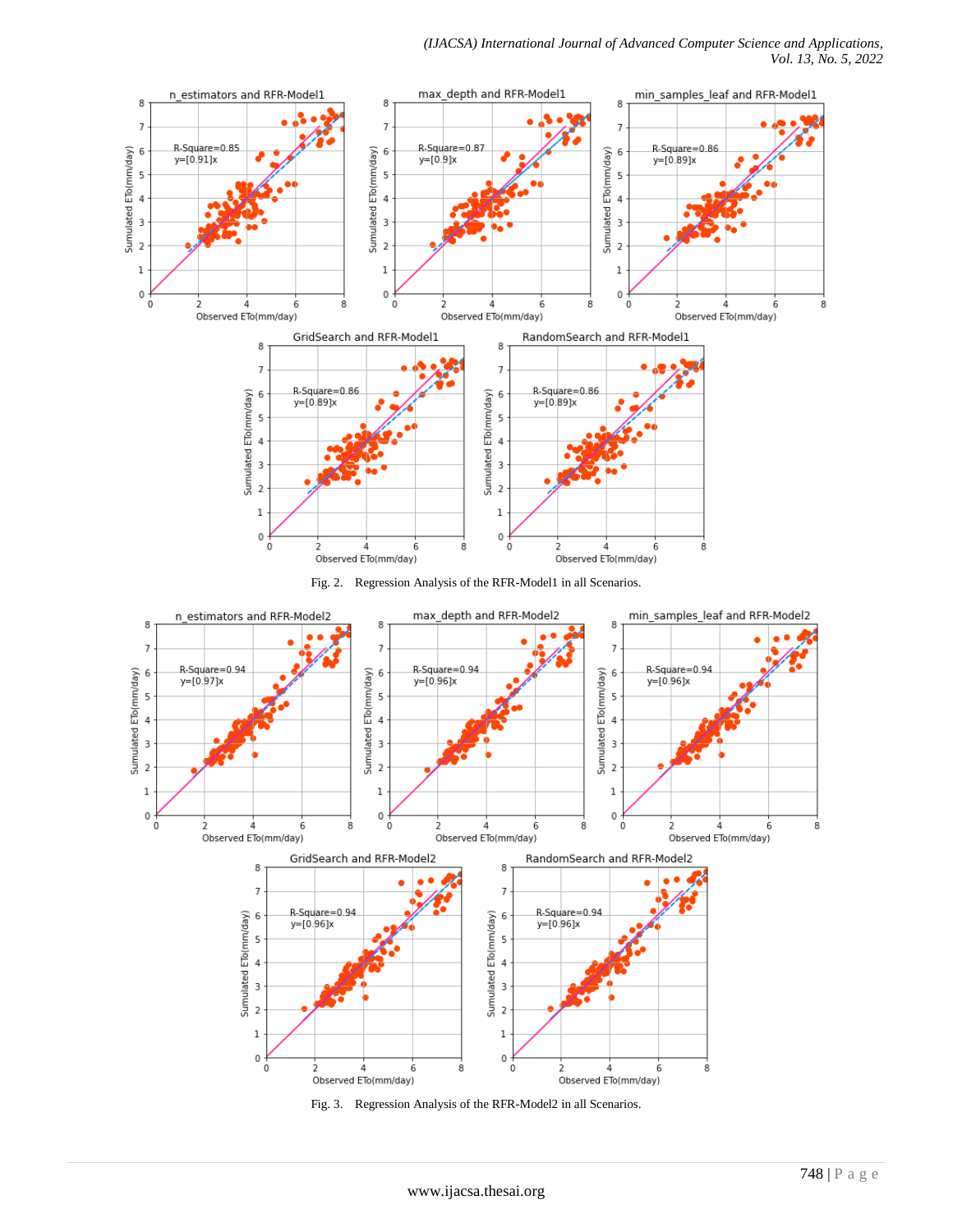Fig. 2. Regression Analysis of the RFR-Model1 in all Scenarios.

Fig. 3. Regression Analysis of the RFR-Model2 in all Scenarios.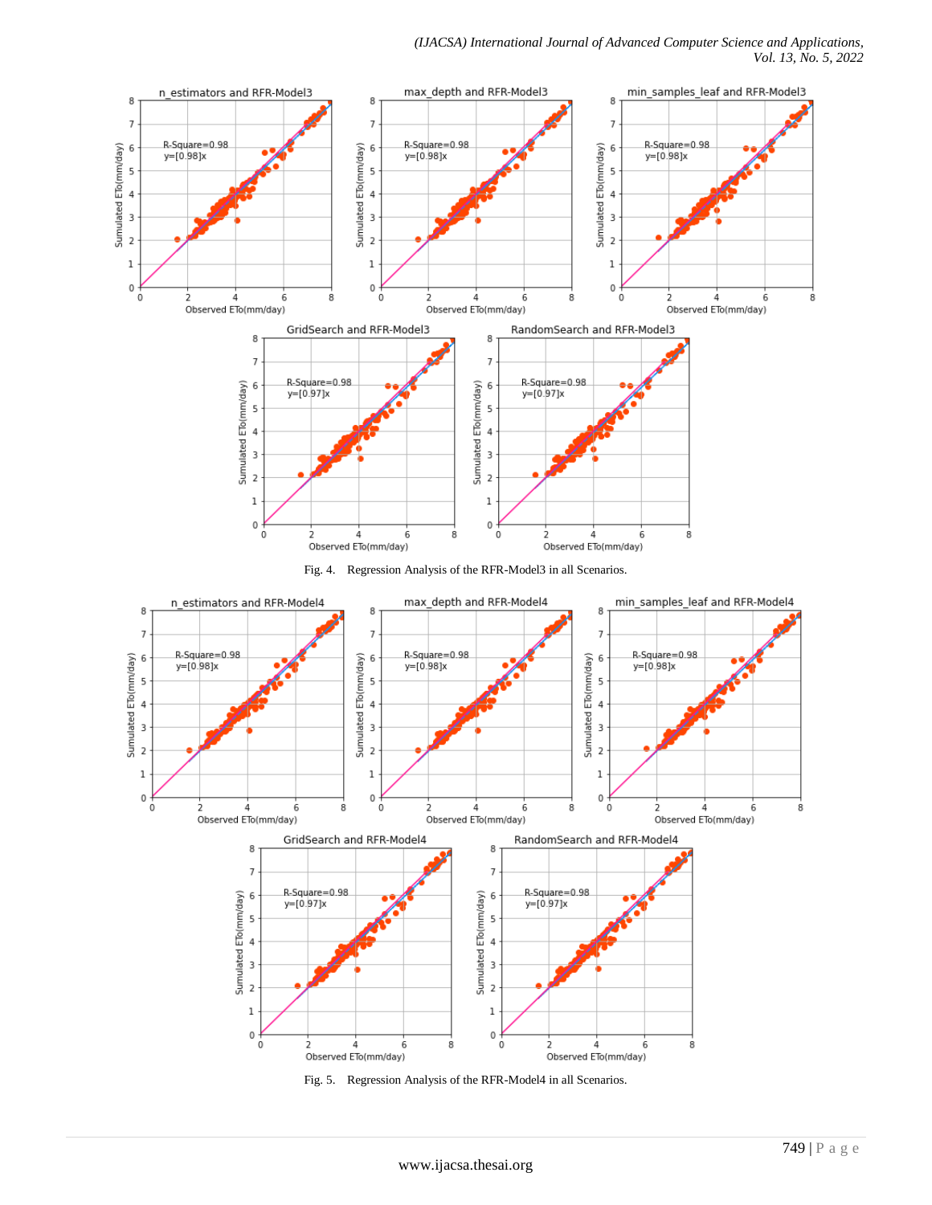Fig. 4. Regression Analysis of the RFR-Model3 in all Scenarios.

Fig. 5. Regression Analysis of the RFR-Model4 in all Scenarios.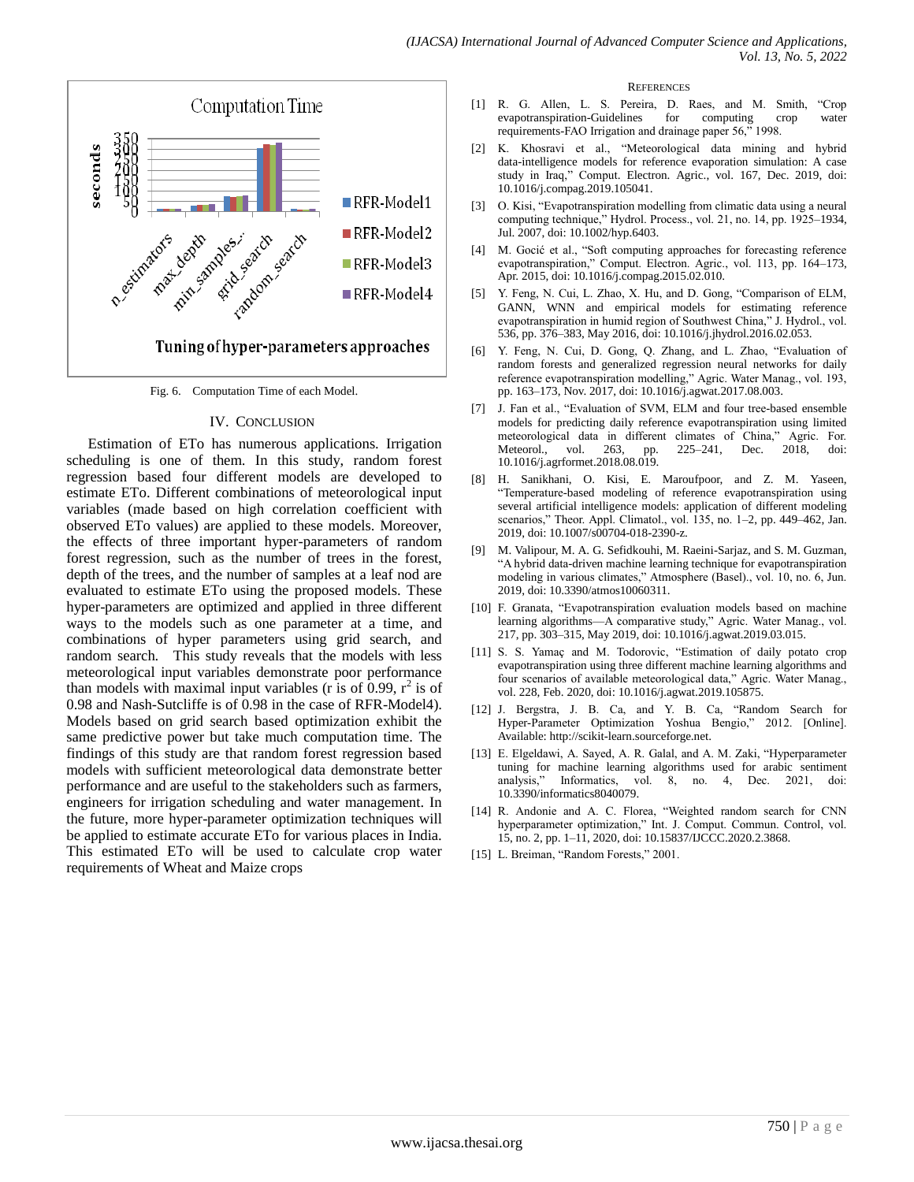Computation Time

seconds

350
300
250
200
150
100
50
0

n_estimators
max_depth
min_samples_...
grid_search
random_search

RFR-Model1
RFR-Model2
RFR-Model3
RFR-Model4

Tuning of hyper-parameters approaches

Fig. 6. Computation Time of each Model.

## IV. Conclusion

Estimation of ETo has numerous applications. Irrigation scheduling is one of them. In this study, random forest regression based four different models are developed to estimate ETo. Different combinations of meteorological input variables (made based on high correlation coefficient with observed ETo values) are applied to these models. Moreover, the effects of three important hyper-parameters of random forest regression, such as the number of trees in the forest, depth of the trees, and the number of samples at a leaf nod are evaluated to estimate ETo using the proposed models. These hyper-parameters are optimized and applied in three different ways to the models such as one parameter at a time, and combinations of hyper parameters using grid search, and random search. This study reveals that the models with less meteorological input variables demonstrate poor performance than models with maximal input variables (r is of 0.99, $r^2$ is of 0.98 and Nash-Sutcliffe is of 0.98 in the case of RFR-Model4). Models based on grid search based optimization exhibit the same predictive power but take much computation time. The findings of this study are that random forest regression based models with sufficient meteorological data demonstrate better performance and are useful to the stakeholders such as farmers, engineers for irrigation scheduling and water management. In the future, more hyper-parameter optimization techniques will be applied to estimate accurate ETo for various places in India. This estimated ETo will be used to calculate crop water requirements of Wheat and Maize crops

## References

[1] R. G. Allen, L. S. Pereira, D. Raes, and M. Smith, "Crop evapotranspiration-Guidelines for computing crop water requirements-FAO Irrigation and drainage paper 56," 1998.

[2] K. Khosravi et al., "Meteorological data mining and hybrid data-intelligence models for reference evaporation simulation: A case study in Iraq," Comput. Electron. Agric., vol. 167, Dec. 2019, doi: 10.1016/j.compag.2019.105041.

[3] O. Kisi, "Evapotranspiration modelling from climatic data using a neural computing technique," Hydrol. Process., vol. 21, no. 14, pp. 1925–1934, Jul. 2007, doi: 10.1002/hyp.6403.

[4] M. Gocić et al., "Soft computing approaches for forecasting reference evapotranspiration," Comput. Electron. Agric., vol. 113, pp. 164–173, Apr. 2015, doi: 10.1016/j.compag.2015.02.010.

[5] Y. Feng, N. Cui, L. Zhao, X. Hu, and D. Gong, "Comparison of ELM, GANN, WNN and empirical models for estimating reference evapotranspiration in humid region of Southwest China," J. Hydrol., vol. 536, pp. 376–383, May 2016, doi: 10.1016/j.jhydrol.2016.02.053.

[6] Y. Feng, N. Cui, D. Gong, Q. Zhang, and L. Zhao, "Evaluation of random forests and generalized regression neural networks for daily reference evapotranspiration modelling," Agric. Water Manag., vol. 193, pp. 163–173, Nov. 2017, doi: 10.1016/j.agwat.2017.08.003.

[7] J. Fan et al., "Evaluation of SVM, ELM and four tree-based ensemble models for predicting daily reference evapotranspiration using limited meteorological data in different climates of China," Agric. For. Meteorol., vol. 263, pp. 225–241, Dec. 2018, doi: 10.1016/j.agrformet.2018.08.019.

[8] H. Sanikhani, O. Kisi, E. Maroufpoor, and Z. M. Yaseen, "Temperature-based modeling of reference evapotranspiration using several artificial intelligence models: application of different modeling scenarios," Theor. Appl. Climatol., vol. 135, no. 1–2, pp. 449–462, Jan. 2019, doi: 10.1007/s00704-018-2390-z.

[9] M. Valipour, M. A. G. Sefidkouhi, M. Raeini-Sarjaz, and S. M. Guzman, "A hybrid data-driven machine learning technique for evapotranspiration modeling in various climates," Atmosphere (Basel)., vol. 10, no. 6, Jun. 2019, doi: 10.3390/atmos10060311.

[10] F. Granata, "Evapotranspiration evaluation models based on machine learning algorithms—A comparative study," Agric. Water Manag., vol. 217, pp. 303–315, May 2019, doi: 10.1016/j.agwat.2019.03.015.

[11] S. S. Yamaç and M. Todorovic, "Estimation of daily potato crop evapotranspiration using three different machine learning algorithms and four scenarios of available meteorological data," Agric. Water Manag., vol. 228, Feb. 2020, doi: 10.1016/j.agwat.2019.105875.

[12] J. Bergstra, J. B. Ca, and Y. B. Ca, "Random Search for Hyper-Parameter Optimization Yoshua Bengio," 2012. [Online]. Available: http://scikit-learn.sourceforge.net.

[13] E. Elgeldawi, A. Sayed, A. R. Galal, and A. M. Zaki, "Hyperparameter tuning for machine learning algorithms used for arabic sentiment analysis," Informatics, vol. 8, no. 4, Dec. 2021, doi: 10.3390/informatics8040079.

[14] R. Andonie and A. C. Florea, "Weighted random search for CNN hyperparameter optimization," Int. J. Comput. Commun. Control, vol. 15, no. 2, pp. 1–11, 2020, doi: 10.15837/IJCCC.2020.2.3868.

[15] L. Breiman, "Random Forests," 2001.